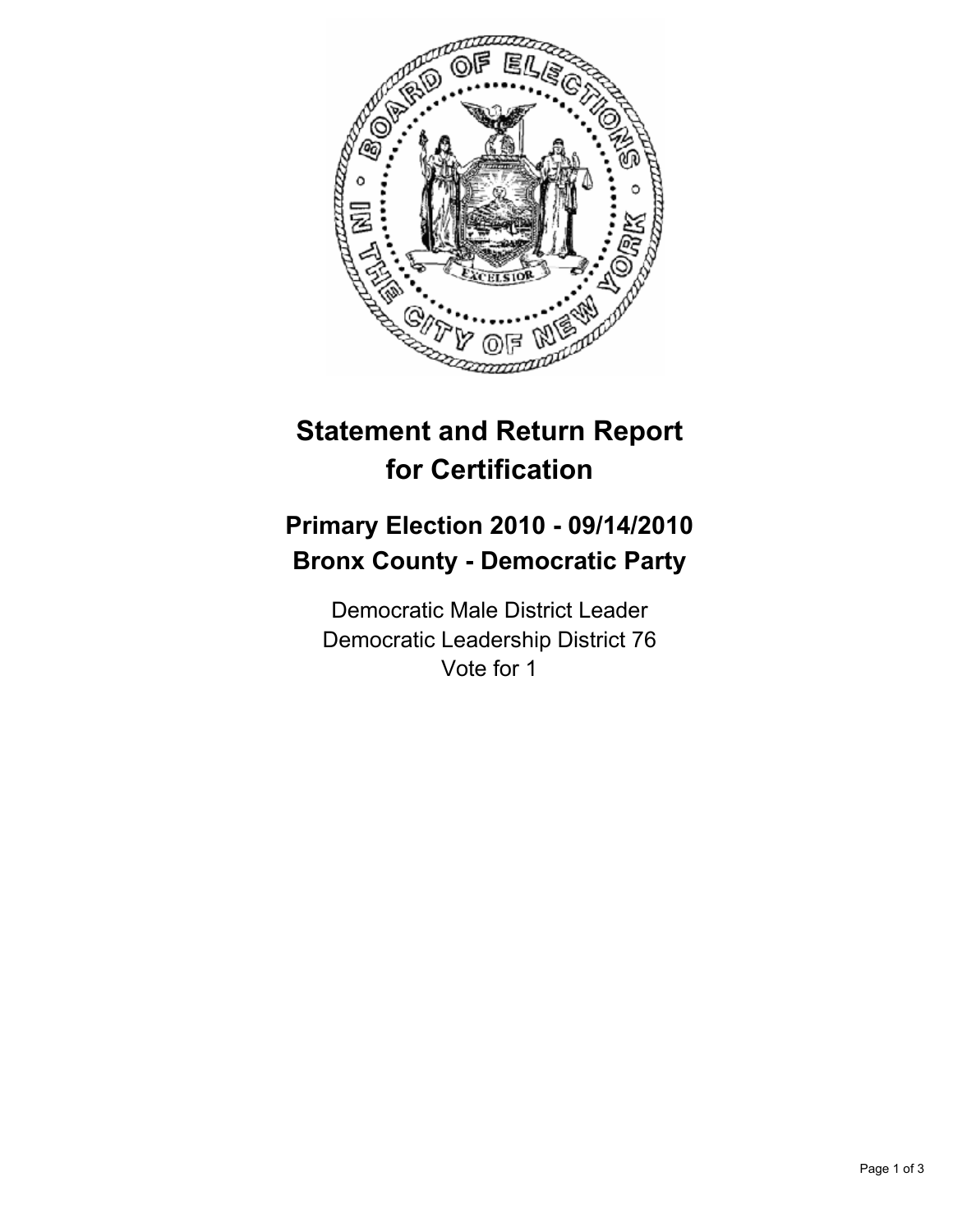# Statement and Return Report for Certification

## Primary Election 2010 - 09/14/2010
## Bronx County - Democratic Party

Democratic Male District Leader
Democratic Leadership District 76
Vote for 1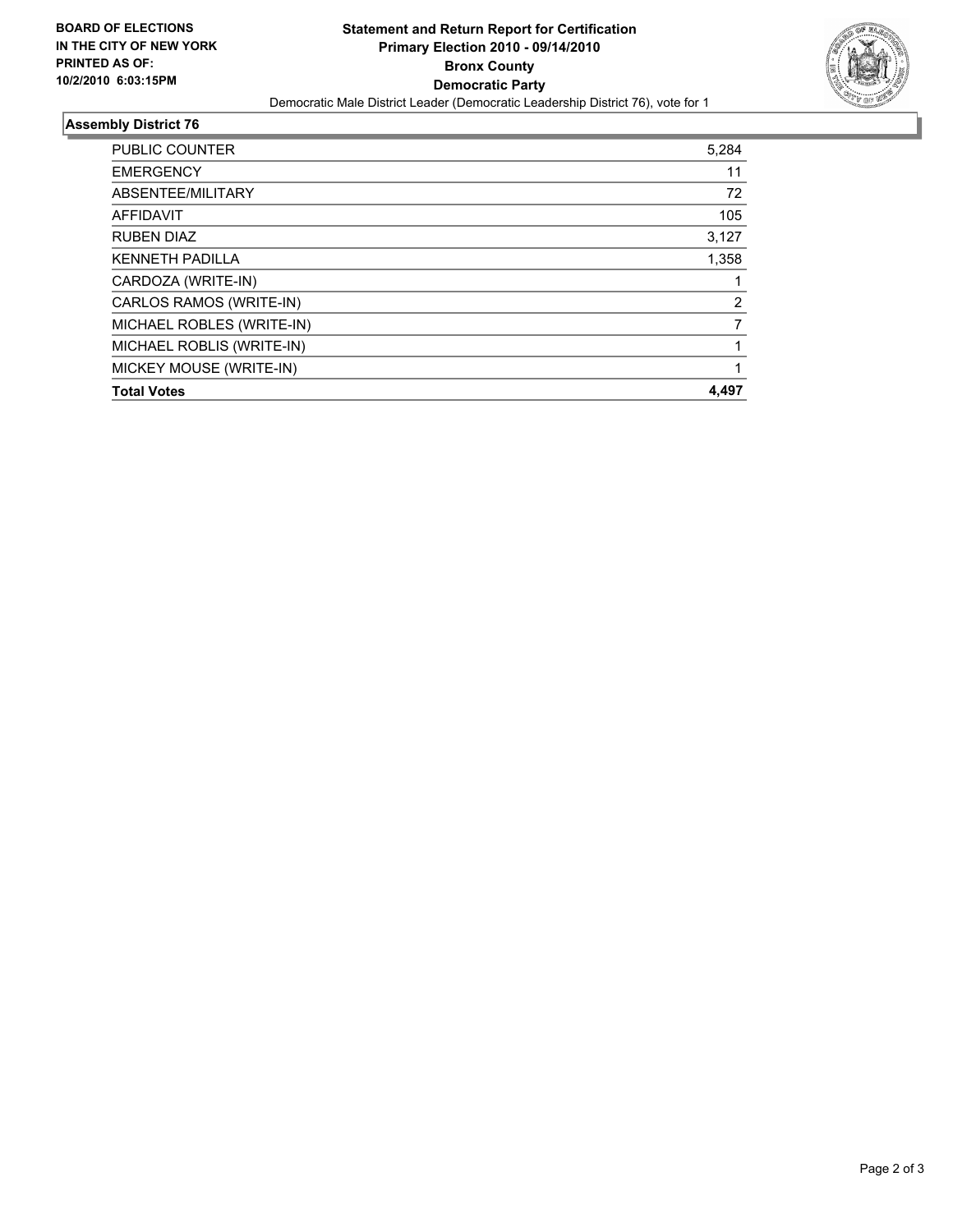**BOARD OF ELECTIONS IN THE CITY OF NEW YORK PRINTED AS OF: 10/2/2010 6:03:15PM**

**Statement and Return Report for Certification**
**Primary Election 2010 - 09/14/2010**
**Bronx County**
**Democratic Party**
Democratic Male District Leader (Democratic Leadership District 76), vote for 1

## Assembly District 76

| | |
|---|---|
| PUBLIC COUNTER | 5,284 |
| EMERGENCY | 11 |
| ABSENTEE/MILITARY | 72 |
| AFFIDAVIT | 105 |
| RUBEN DIAZ | 3,127 |
| KENNETH PADILLA | 1,358 |
| CARDOZA (WRITE-IN) | 1 |
| CARLOS RAMOS (WRITE-IN) | 2 |
| MICHAEL ROBLES (WRITE-IN) | 7 |
| MICHAEL ROBLIS (WRITE-IN) | 1 |
| MICKEY MOUSE (WRITE-IN) | 1 |
| **Total Votes** | **4,497** |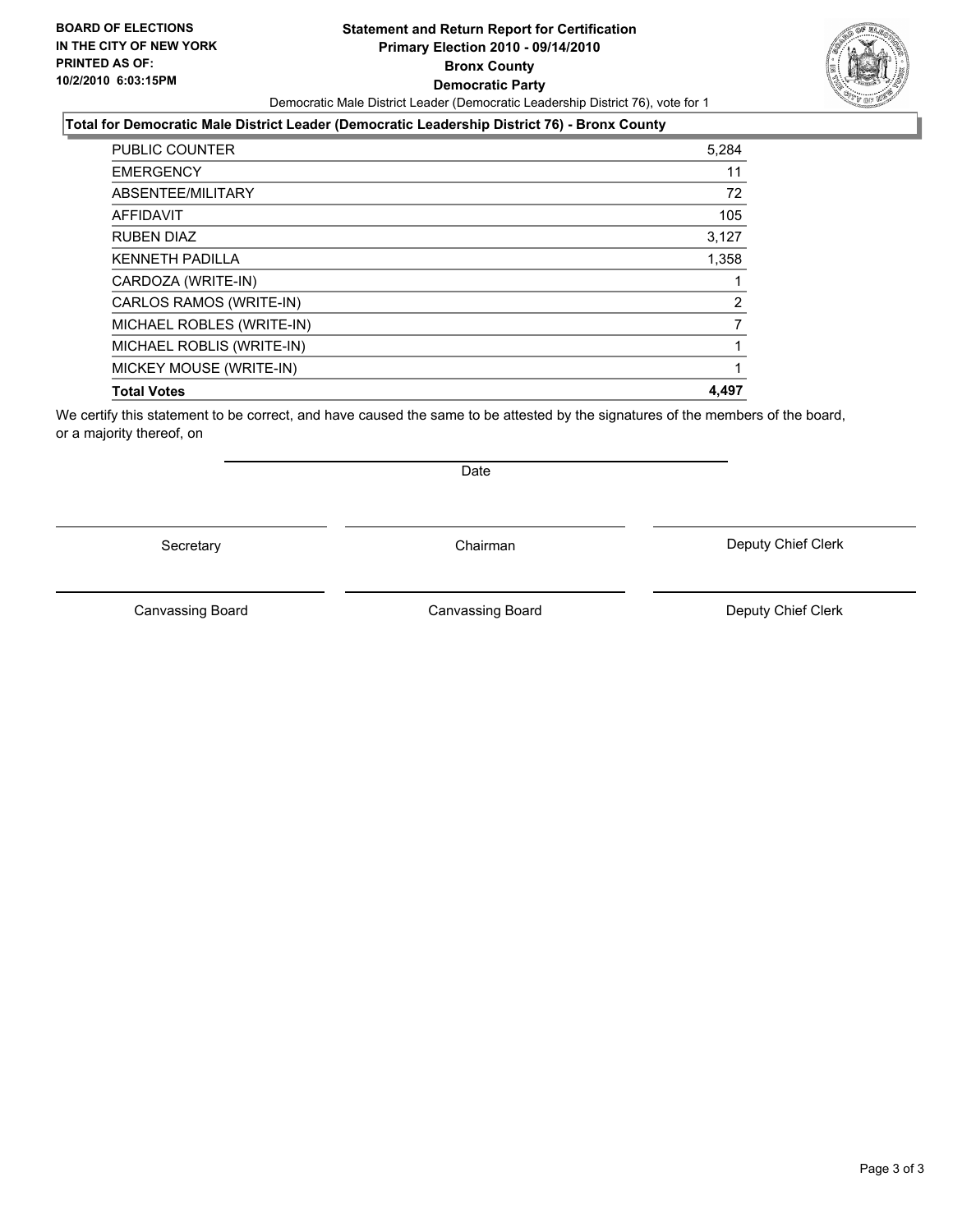**BOARD OF ELECTIONS IN THE CITY OF NEW YORK PRINTED AS OF: 10/2/2010 6:03:15PM**

# Statement and Return Report for Certification
## Primary Election 2010 - 09/14/2010
## Bronx County
## Democratic Party

Democratic Male District Leader (Democratic Leadership District 76), vote for 1

### Total for Democratic Male District Leader (Democratic Leadership District 76) - Bronx County

| | |
|---|---|
| PUBLIC COUNTER | 5,284 |
| EMERGENCY | 11 |
| ABSENTEE/MILITARY | 72 |
| AFFIDAVIT | 105 |
| RUBEN DIAZ | 3,127 |
| KENNETH PADILLA | 1,358 |
| CARDOZA (WRITE-IN) | 1 |
| CARLOS RAMOS (WRITE-IN) | 2 |
| MICHAEL ROBLES (WRITE-IN) | 7 |
| MICHAEL ROBLIS (WRITE-IN) | 1 |
| MICKEY MOUSE (WRITE-IN) | 1 |
| **Total Votes** | **4,497** |

We certify this statement to be correct, and have caused the same to be attested by the signatures of the members of the board, or a majority thereof, on

Date

Secretary

Chairman

Deputy Chief Clerk

Canvassing Board

Canvassing Board

Deputy Chief Clerk